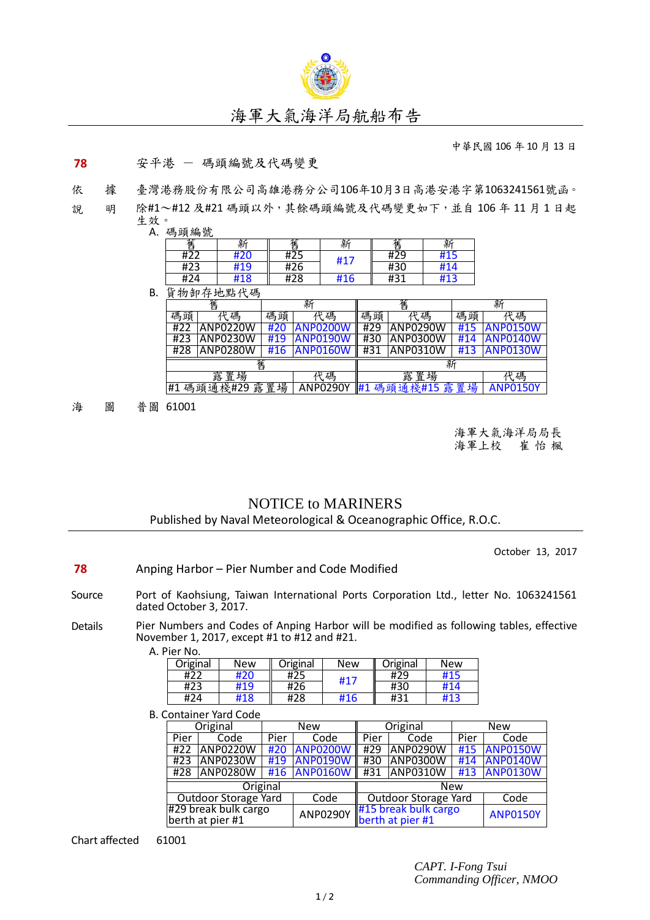# 海軍大氣海洋局航船布告

中華民國 106 年 10 月 13 日

**78** 安平港 － 碼頭編號及代碼變更

依　據　臺灣港務股份有限公司高雄港務分公司106年10月3日高港安港字第1063241561號函。

說　明　除#1～#12 及#21 碼頭以外，其餘碼頭編號及代碼變更如下，並自 106 年 11 月 1 日起生效。

A. 碼頭編號

| 舊 | 新 | 舊 | 新 | 舊 | 新 |
|---|---|---|---|---|---|
| #22 | #20 | #25 | #17 | #29 | #15 |
| #23 | #19 | #26 | | #30 | #14 |
| #24 | #18 | #28 | #16 | #31 | #13 |

B. 貨物卸存地點代碼

| 舊 | | 新 | | 舊 | | 新 | |
|---|---|---|---|---|---|---|---|
| 碼頭 | 代碼 | 碼頭 | 代碼 | 碼頭 | 代碼 | 碼頭 | 代碼 |
| #22 | ANP0220W | #20 | ANP0200W | #29 | ANP0290W | #15 | ANP0150W |
| #23 | ANP0230W | #19 | ANP0190W | #30 | ANP0300W | #14 | ANP0140W |
| #28 | ANP0280W | #16 | ANP0160W | #31 | ANP0310W | #13 | ANP0130W |

| 舊 | | 新 | |
|---|---|---|---|
| 露置場 | 代碼 | 露置場 | 代碼 |
| #1 碼頭通棧#29 露置場 | ANP0290Y | #1 碼頭通棧#15 露置場 | ANP0150Y |

海　圖　普圖 61001

海軍大氣海洋局局長
海軍上校　　崔 怡 楓

# NOTICE to MARINERS

Published by Naval Meteorological & Oceanographic Office, R.O.C.

October 13, 2017

**78** Anping Harbor – Pier Number and Code Modified

Source　Port of Kaohsiung, Taiwan International Ports Corporation Ltd., letter No. 1063241561 dated October 3, 2017.

Details　Pier Numbers and Codes of Anping Harbor will be modified as following tables, effective November 1, 2017, except #1 to #12 and #21.

A. Pier No.

| Original | New | Original | New | Original | New |
|---|---|---|---|---|---|
| #22 | #20 | #25 | #17 | #29 | #15 |
| #23 | #19 | #26 | | #30 | #14 |
| #24 | #18 | #28 | #16 | #31 | #13 |

B. Container Yard Code

| Original | | New | | Original | | New | |
|---|---|---|---|---|---|---|---|
| Pier | Code | Pier | Code | Pier | Code | Pier | Code |
| #22 | ANP0220W | #20 | ANP0200W | #29 | ANP0290W | #15 | ANP0150W |
| #23 | ANP0230W | #19 | ANP0190W | #30 | ANP0300W | #14 | ANP0140W |
| #28 | ANP0280W | #16 | ANP0160W | #31 | ANP0310W | #13 | ANP0130W |

| Original | | New | |
|---|---|---|---|
| Outdoor Storage Yard | Code | Outdoor Storage Yard | Code |
| #29 break bulk cargo berth at pier #1 | ANP0290Y | #15 break bulk cargo berth at pier #1 | ANP0150Y |

Chart affected　61001

*CAPT. I-Fong Tsui*
*Commanding Officer, NMOO*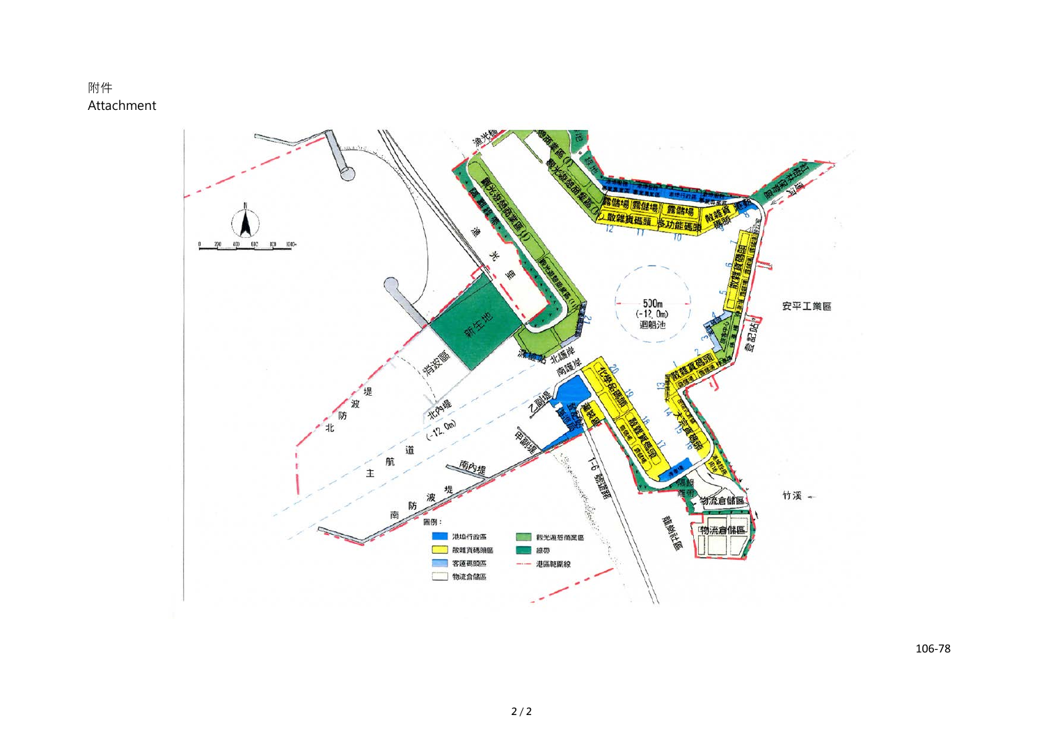附件
Attachment

漁光橋
觀光遊憩商業區(Ⅰ)
觀光遊憩商業區(Ⅱ)
綠帶
港埠行政區
露儲場
散雜貨碼頭
多功能碼頭
散雜貨碼頭
12
11
10
9
8
7
6
5
4
3
2
1
漁光里
新生地
消波區
北防波堤
北內堤
(-12.0m)
主航道
南內堤
南防波堤
甲副堤
乙副堤
北護岸
南護岸
漁港站
客運碼頭區
港埠行政區
北堤岸碼頭
散雜貨碼頭
大宗貨碼頭
13
14
15
16
17
18
19
20
21
500m
(-12.0m)
迴船池
安平工業區
登記站
竹溪
物流倉儲區
物流倉儲區
龍崗社區
1-6號道路
隔離綠帶

0 200 400 600 800 1000m

圖例：
港埠行政區
散雜貨碼頭區
客運碼頭區
物流倉儲區
觀光遊憩商業區
綠帶
港區範圍線

106-78